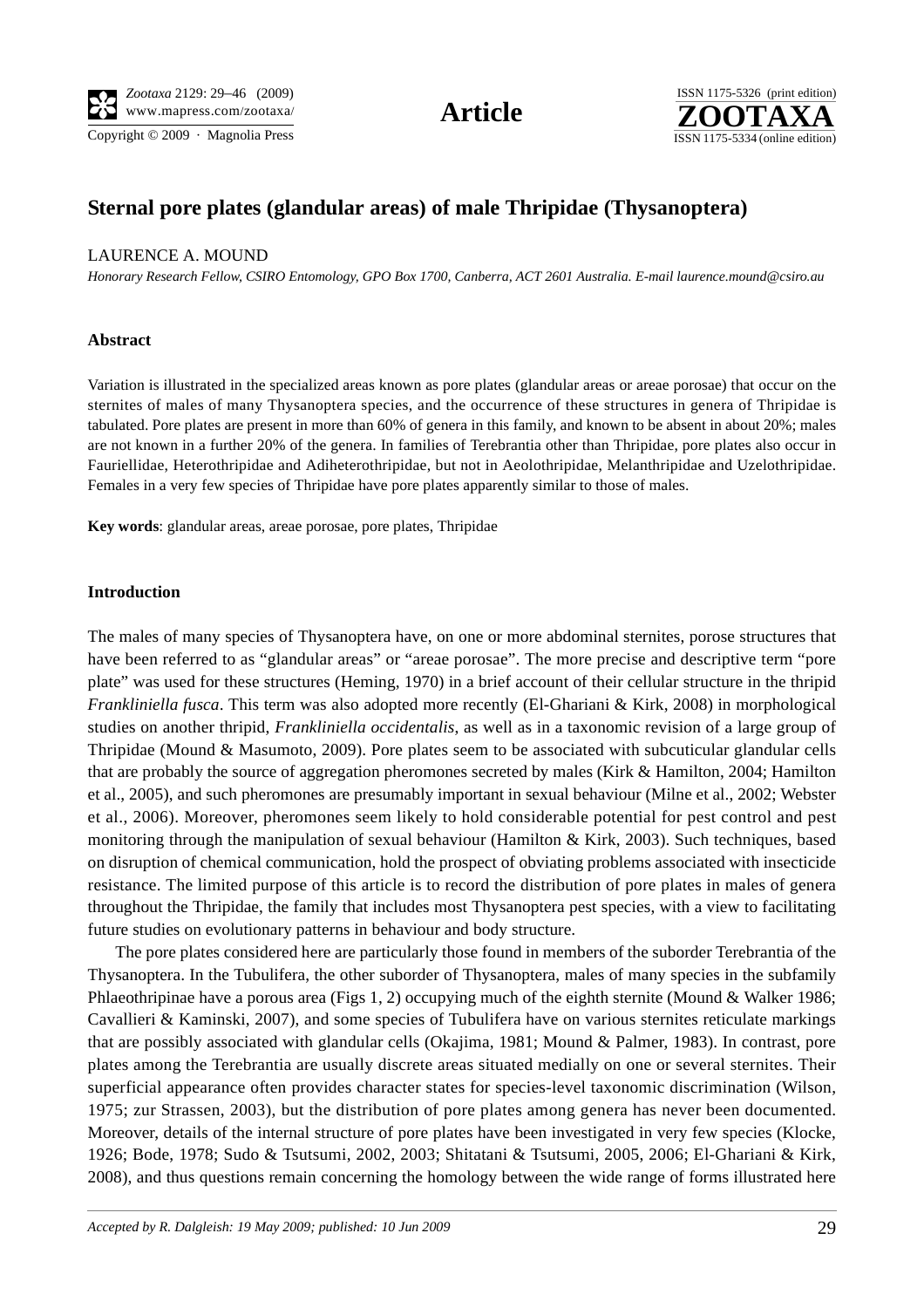# Sternal pore plates (glandular areas) of male Thripidae (Thysanoptera)

LAURENCE A. MOUND

*Honorary Research Fellow, CSIRO Entomology, GPO Box 1700, Canberra, ACT 2601 Australia. E-mail laurence.mound@csiro.au*

### Abstract

Variation is illustrated in the specialized areas known as pore plates (glandular areas or areae porosae) that occur on the sternites of males of many Thysanoptera species, and the occurrence of these structures in genera of Thripidae is tabulated. Pore plates are present in more than 60% of genera in this family, and known to be absent in about 20%; males are not known in a further 20% of the genera. In families of Terebrantia other than Thripidae, pore plates also occur in Fauriellidae, Heterothripidae and Adiheterothripidae, but not in Aeolothripidae, Melanthripidae and Uzelothripidae. Females in a very few species of Thripidae have pore plates apparently similar to those of males.

**Key words**: glandular areas, areae porosae, pore plates, Thripidae

### Introduction

The males of many species of Thysanoptera have, on one or more abdominal sternites, porose structures that have been referred to as "glandular areas" or "areae porosae". The more precise and descriptive term "pore plate" was used for these structures (Heming, 1970) in a brief account of their cellular structure in the thripid *Frankliniella fusca*. This term was also adopted more recently (El-Ghariani & Kirk, 2008) in morphological studies on another thripid, *Frankliniella occidentalis*, as well as in a taxonomic revision of a large group of Thripidae (Mound & Masumoto, 2009). Pore plates seem to be associated with subcuticular glandular cells that are probably the source of aggregation pheromones secreted by males (Kirk & Hamilton, 2004; Hamilton et al., 2005), and such pheromones are presumably important in sexual behaviour (Milne et al., 2002; Webster et al., 2006). Moreover, pheromones seem likely to hold considerable potential for pest control and pest monitoring through the manipulation of sexual behaviour (Hamilton & Kirk, 2003). Such techniques, based on disruption of chemical communication, hold the prospect of obviating problems associated with insecticide resistance. The limited purpose of this article is to record the distribution of pore plates in males of genera throughout the Thripidae, the family that includes most Thysanoptera pest species, with a view to facilitating future studies on evolutionary patterns in behaviour and body structure.

The pore plates considered here are particularly those found in members of the suborder Terebrantia of the Thysanoptera. In the Tubulifera, the other suborder of Thysanoptera, males of many species in the subfamily Phlaeothripinae have a porous area (Figs 1, 2) occupying much of the eighth sternite (Mound & Walker 1986; Cavallieri & Kaminski, 2007), and some species of Tubulifera have on various sternites reticulate markings that are possibly associated with glandular cells (Okajima, 1981; Mound & Palmer, 1983). In contrast, pore plates among the Terebrantia are usually discrete areas situated medially on one or several sternites. Their superficial appearance often provides character states for species-level taxonomic discrimination (Wilson, 1975; zur Strassen, 2003), but the distribution of pore plates among genera has never been documented. Moreover, details of the internal structure of pore plates have been investigated in very few species (Klocke, 1926; Bode, 1978; Sudo & Tsutsumi, 2002, 2003; Shitatani & Tsutsumi, 2005, 2006; El-Ghariani & Kirk, 2008), and thus questions remain concerning the homology between the wide range of forms illustrated here

*Accepted by R. Dalgleish: 19 May 2009; published: 10 Jun 2009*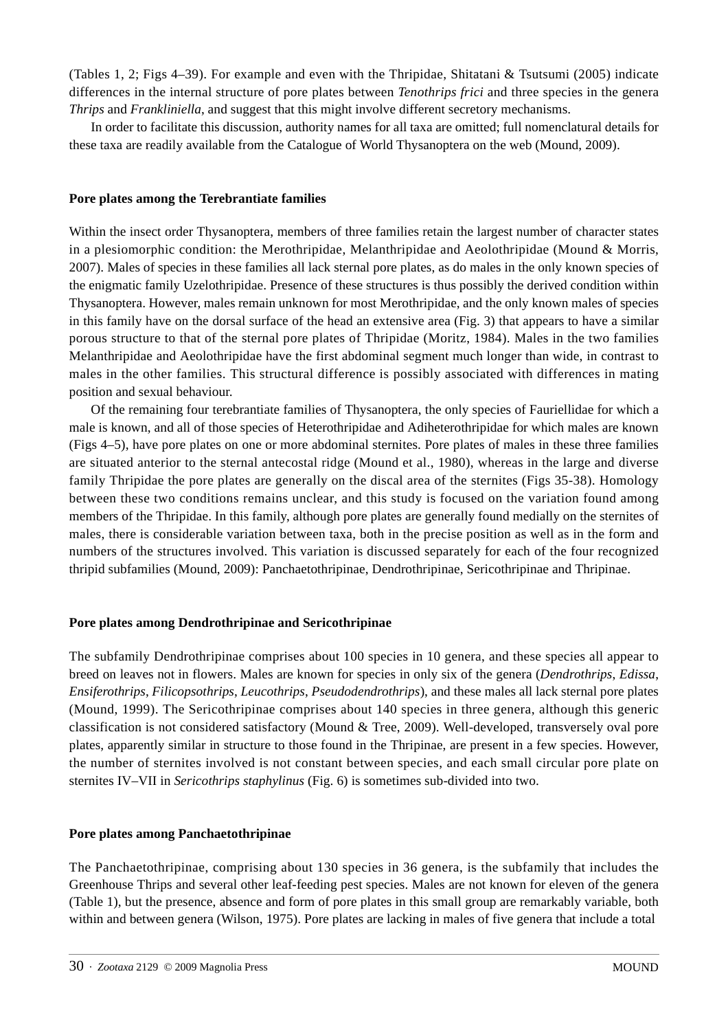(Tables 1, 2; Figs 4–39). For example and even with the Thripidae, Shitatani & Tsutsumi (2005) indicate differences in the internal structure of pore plates between *Tenothrips frici* and three species in the genera *Thrips* and *Frankliniella*, and suggest that this might involve different secretory mechanisms.

In order to facilitate this discussion, authority names for all taxa are omitted; full nomenclatural details for these taxa are readily available from the Catalogue of World Thysanoptera on the web (Mound, 2009).

### Pore plates among the Terebrantiate families

Within the insect order Thysanoptera, members of three families retain the largest number of character states in a plesiomorphic condition: the Merothripidae, Melanthripidae and Aeolothripidae (Mound & Morris, 2007). Males of species in these families all lack sternal pore plates, as do males in the only known species of the enigmatic family Uzelothripidae. Presence of these structures is thus possibly the derived condition within Thysanoptera. However, males remain unknown for most Merothripidae, and the only known males of species in this family have on the dorsal surface of the head an extensive area (Fig. 3) that appears to have a similar porous structure to that of the sternal pore plates of Thripidae (Moritz, 1984). Males in the two families Melanthripidae and Aeolothripidae have the first abdominal segment much longer than wide, in contrast to males in the other families. This structural difference is possibly associated with differences in mating position and sexual behaviour.

Of the remaining four terebrantiate families of Thysanoptera, the only species of Fauriellidae for which a male is known, and all of those species of Heterothripidae and Adiheterothripidae for which males are known (Figs 4–5), have pore plates on one or more abdominal sternites. Pore plates of males in these three families are situated anterior to the sternal antecostal ridge (Mound et al., 1980), whereas in the large and diverse family Thripidae the pore plates are generally on the discal area of the sternites (Figs 35-38). Homology between these two conditions remains unclear, and this study is focused on the variation found among members of the Thripidae. In this family, although pore plates are generally found medially on the sternites of males, there is considerable variation between taxa, both in the precise position as well as in the form and numbers of the structures involved. This variation is discussed separately for each of the four recognized thripid subfamilies (Mound, 2009): Panchaetothripinae, Dendrothripinae, Sericothripinae and Thripinae.

### Pore plates among Dendrothripinae and Sericothripinae

The subfamily Dendrothripinae comprises about 100 species in 10 genera, and these species all appear to breed on leaves not in flowers. Males are known for species in only six of the genera (*Dendrothrips*, *Edissa*, *Ensiferothrips*, *Filicopsothrips*, *Leucothrips*, *Pseudodendrothrips*), and these males all lack sternal pore plates (Mound, 1999). The Sericothripinae comprises about 140 species in three genera, although this generic classification is not considered satisfactory (Mound & Tree, 2009). Well-developed, transversely oval pore plates, apparently similar in structure to those found in the Thripinae, are present in a few species. However, the number of sternites involved is not constant between species, and each small circular pore plate on sternites IV–VII in *Sericothrips staphylinus* (Fig. 6) is sometimes sub-divided into two.

### Pore plates among Panchaetothripinae

The Panchaetothripinae, comprising about 130 species in 36 genera, is the subfamily that includes the Greenhouse Thrips and several other leaf-feeding pest species. Males are not known for eleven of the genera (Table 1), but the presence, absence and form of pore plates in this small group are remarkably variable, both within and between genera (Wilson, 1975). Pore plates are lacking in males of five genera that include a total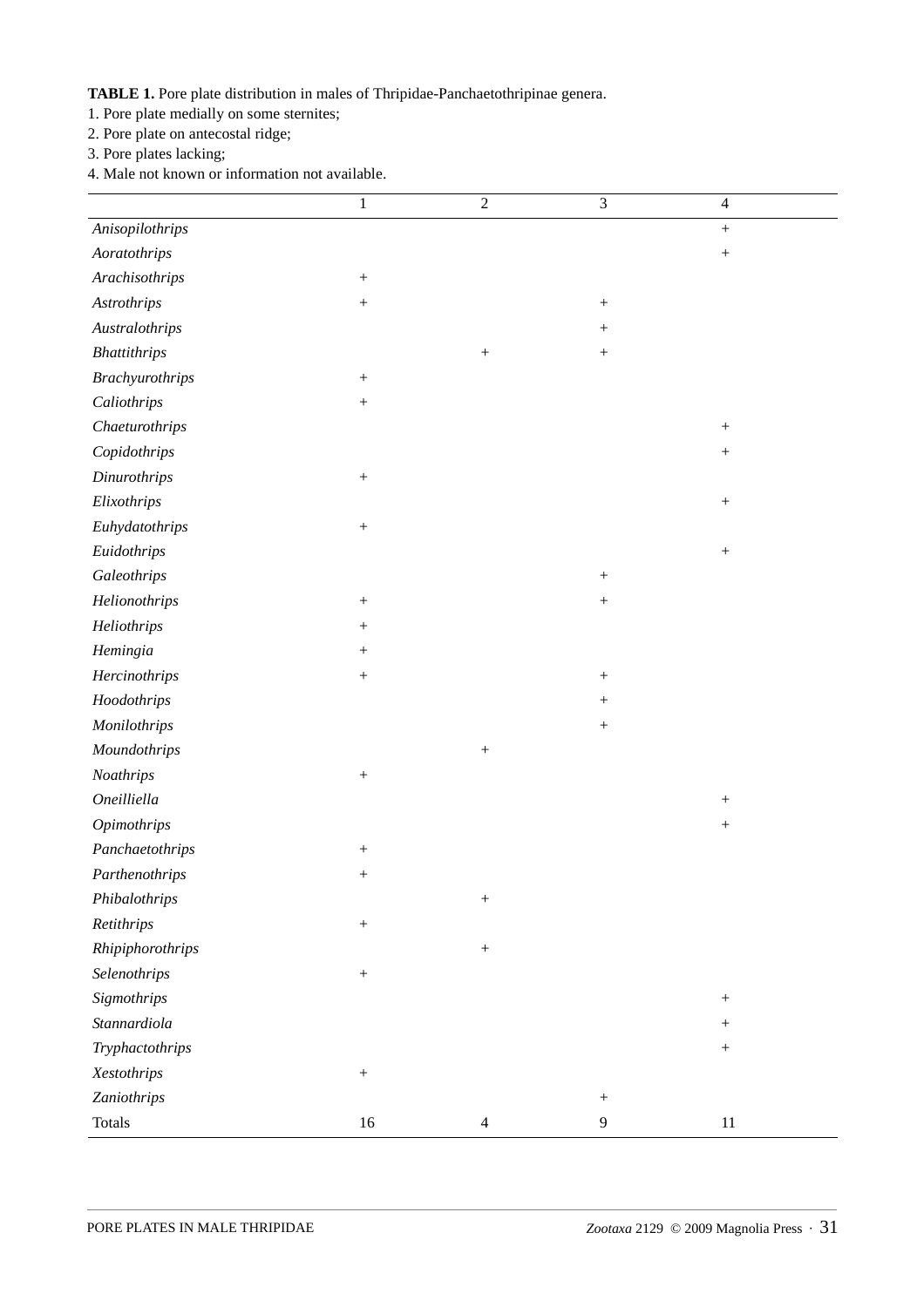**TABLE 1.** Pore plate distribution in males of Thripidae-Panchaetothripinae genera.

1. Pore plate medially on some sternites;
2. Pore plate on antecostal ridge;
3. Pore plates lacking;
4. Male not known or information not available.

| | 1 | 2 | 3 | 4 |
|---|---|---|---|---|
| *Anisopilothrips* | | | | + |
| *Aoratothrips* | | | | + |
| *Arachisothrips* | + | | | |
| *Astrothrips* | + | | + | |
| *Australothrips* | | | + | |
| *Bhattithrips* | | + | + | |
| *Brachyurothrips* | + | | | |
| *Caliothrips* | + | | | |
| *Chaeturothrips* | | | | + |
| *Copidothrips* | | | | + |
| *Dinurothrips* | + | | | |
| *Elixothrips* | | | | + |
| *Euhydatothrips* | + | | | |
| *Euidothrips* | | | | + |
| *Galeothrips* | | | + | |
| *Helionothrips* | + | | + | |
| *Heliothrips* | + | | | |
| *Hemingia* | + | | | |
| *Hercinothrips* | + | | + | |
| *Hoodothrips* | | | + | |
| *Monilothrips* | | | + | |
| *Moundothrips* | | + | | |
| *Noathrips* | + | | | |
| *Oneilliella* | | | | + |
| *Opimothrips* | | | | + |
| *Panchaetothrips* | + | | | |
| *Parthenothrips* | + | | | |
| *Phibalothrips* | | + | | |
| *Retithrips* | + | | | |
| *Rhipiphorothrips* | | + | | |
| *Selenothrips* | + | | | |
| *Sigmothrips* | | | | + |
| *Stannardiola* | | | | + |
| *Tryphactothrips* | | | | + |
| *Xestothrips* | + | | | |
| *Zaniothrips* | | | + | |
| Totals | 16 | 4 | 9 | 11 |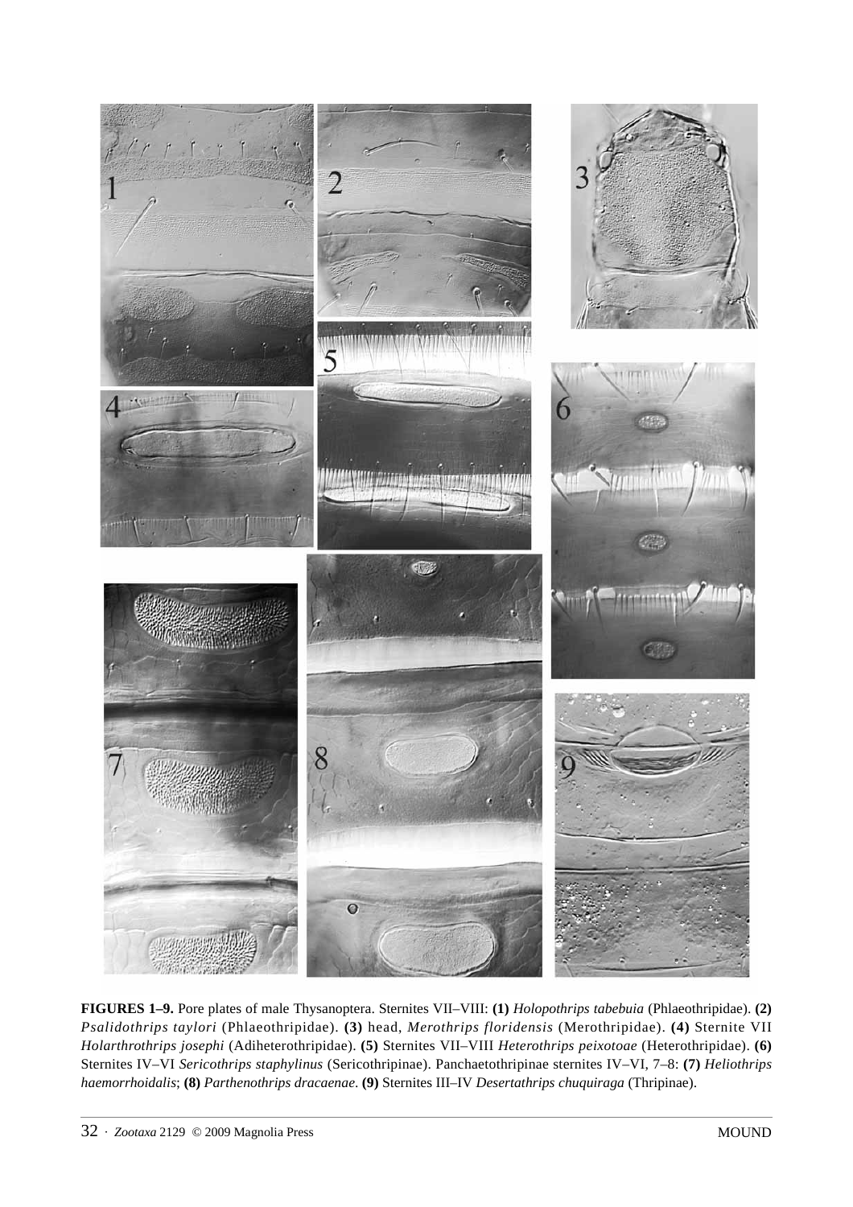**FIGURES 1–9.** Pore plates of male Thysanoptera. Sternites VII–VIII: **(1)** *Holopothrips tabebuia* (Phlaeothripidae). **(2)** *Psalidothrips taylori* (Phlaeothripidae). **(3)** head, *Merothrips floridensis* (Merothripidae). **(4)** Sternite VII *Holarthrothrips josephi* (Adiheterothripidae). **(5)** Sternites VII–VIII *Heterothrips peixotoae* (Heterothripidae). **(6)** Sternites IV–VI *Sericothrips staphylinus* (Sericothripinae). Panchaetothripinae sternites IV–VI, 7–8: **(7)** *Heliothrips haemorrhoidalis*; **(8)** *Parthenothrips dracaenae*. **(9)** Sternites III–IV *Desertathrips chuquiraga* (Thripinae).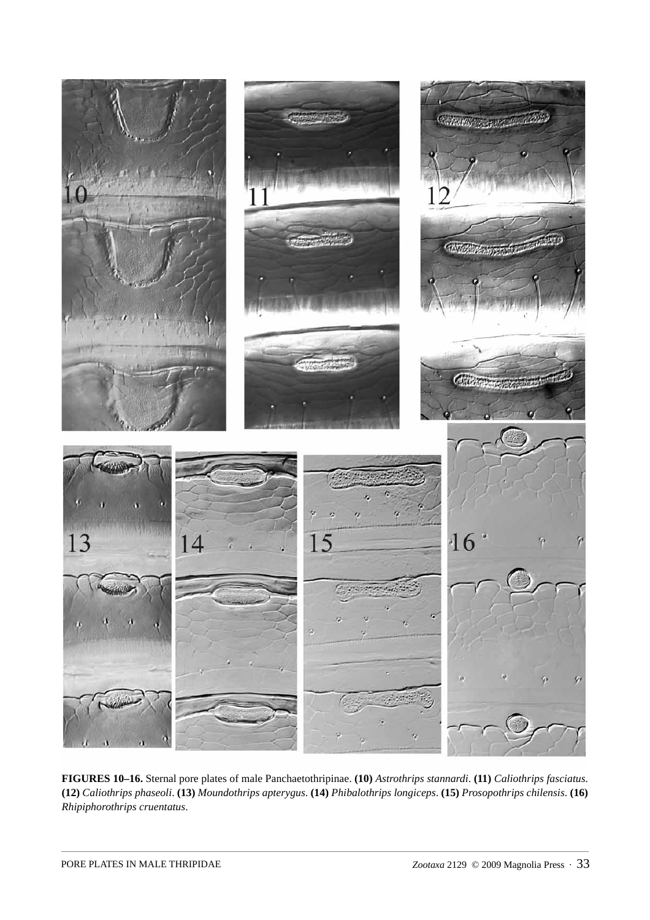**FIGURES 10–16.** Sternal pore plates of male Panchaetothripinae. **(10)** *Astrothrips stannardi*. **(11)** *Caliothrips fasciatus*. **(12)** *Caliothrips phaseoli*. **(13)** *Moundothrips apterygus*. **(14)** *Phibalothrips longiceps*. **(15)** *Prosopothrips chilensis*. **(16)** *Rhipiphorothrips cruentatus*.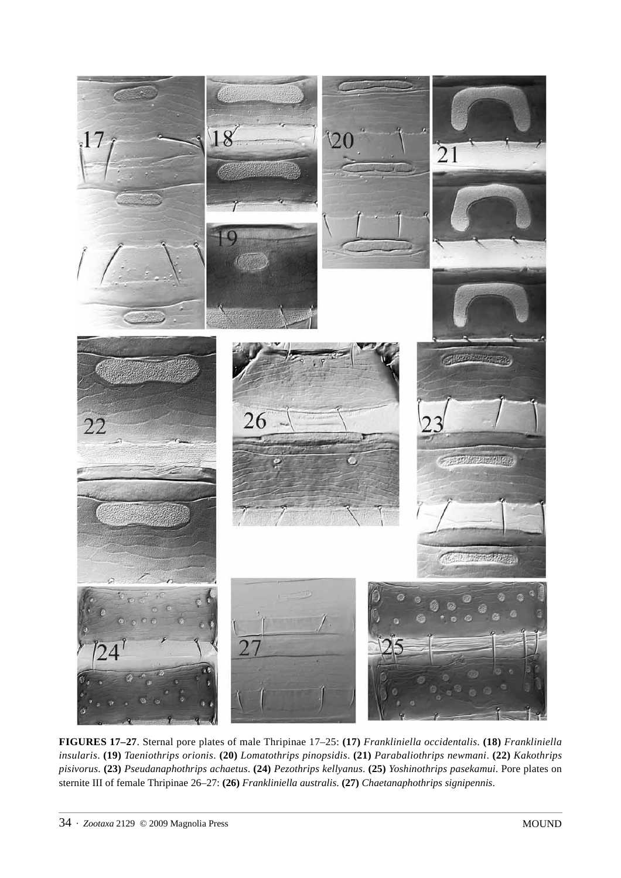**FIGURES 17–27**. Sternal pore plates of male Thripinae 17–25: **(17)** *Frankliniella occidentalis*. **(18)** *Frankliniella insularis*. **(19)** *Taeniothrips orionis*. **(20)** *Lomatothrips pinopsidis*. **(21)** *Parabaliothrips newmani*. **(22)** *Kakothrips pisivorus*. **(23)** *Pseudanaphothrips achaetus*. **(24)** *Pezothrips kellyanus*. **(25)** *Yoshinothrips pasekamui*. Pore plates on sternite III of female Thripinae 26–27: **(26)** *Frankliniella australis*. **(27)** *Chaetanaphothrips signipennis*.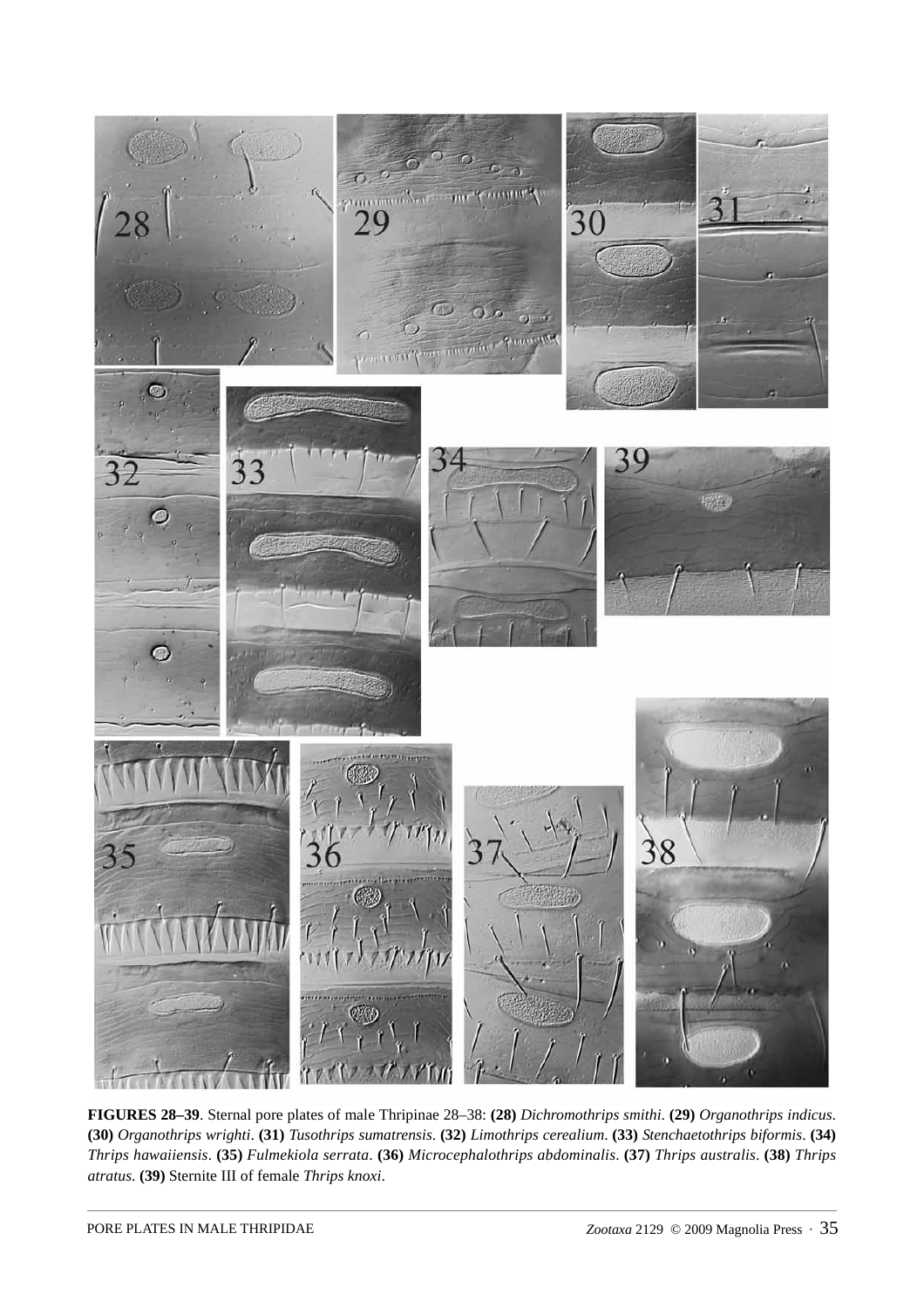**FIGURES 28–39**. Sternal pore plates of male Thripinae 28–38: **(28)** *Dichromothrips smithi*. **(29)** *Organothrips indicus*. **(30)** *Organothrips wrighti*. **(31)** *Tusothrips sumatrensis*. **(32)** *Limothrips cerealium*. **(33)** *Stenchaetothrips biformis*. **(34)** *Thrips hawaiiensis*. **(35)** *Fulmekiola serrata*. **(36)** *Microcephalothrips abdominalis*. **(37)** *Thrips australis*. **(38)** *Thrips atratus*. **(39)** Sternite III of female *Thrips knoxi*.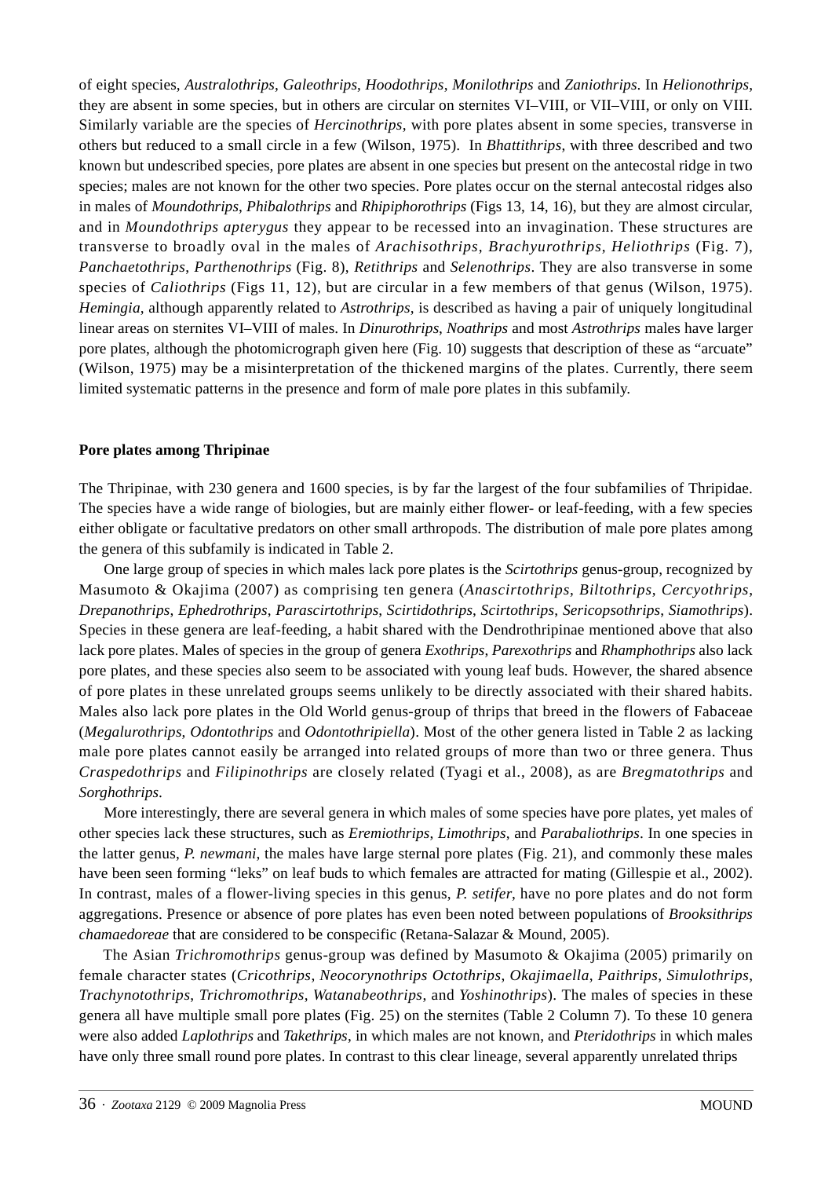of eight species, *Australothrips*, *Galeothrips*, *Hoodothrips*, *Monilothrips* and *Zaniothrips*. In *Helionothrips*, they are absent in some species, but in others are circular on sternites VI–VIII, or VII–VIII, or only on VIII. Similarly variable are the species of *Hercinothrips*, with pore plates absent in some species, transverse in others but reduced to a small circle in a few (Wilson, 1975). In *Bhattithrips*, with three described and two known but undescribed species, pore plates are absent in one species but present on the antecostal ridge in two species; males are not known for the other two species. Pore plates occur on the sternal antecostal ridges also in males of *Moundothrips*, *Phibalothrips* and *Rhipiphorothrips* (Figs 13, 14, 16), but they are almost circular, and in *Moundothrips apterygus* they appear to be recessed into an invagination. These structures are transverse to broadly oval in the males of *Arachisothrips*, *Brachyurothrips*, *Heliothrips* (Fig. 7), *Panchaetothrips*, *Parthenothrips* (Fig. 8), *Retithrips* and *Selenothrips*. They are also transverse in some species of *Caliothrips* (Figs 11, 12), but are circular in a few members of that genus (Wilson, 1975). *Hemingia*, although apparently related to *Astrothrips*, is described as having a pair of uniquely longitudinal linear areas on sternites VI–VIII of males. In *Dinurothrips*, *Noathrips* and most *Astrothrips* males have larger pore plates, although the photomicrograph given here (Fig. 10) suggests that description of these as "arcuate" (Wilson, 1975) may be a misinterpretation of the thickened margins of the plates. Currently, there seem limited systematic patterns in the presence and form of male pore plates in this subfamily.

## Pore plates among Thripinae

The Thripinae, with 230 genera and 1600 species, is by far the largest of the four subfamilies of Thripidae. The species have a wide range of biologies, but are mainly either flower- or leaf-feeding, with a few species either obligate or facultative predators on other small arthropods. The distribution of male pore plates among the genera of this subfamily is indicated in Table 2.

One large group of species in which males lack pore plates is the *Scirtothrips* genus-group, recognized by Masumoto & Okajima (2007) as comprising ten genera (*Anascirtothrips*, *Biltothrips*, *Cercyothrips*, *Drepanothrips*, *Ephedrothrips*, *Parascirtothrips*, *Scirtidothrips*, *Scirtothrips*, *Sericopsothrips*, *Siamothrips*). Species in these genera are leaf-feeding, a habit shared with the Dendrothripinae mentioned above that also lack pore plates. Males of species in the group of genera *Exothrips*, *Parexothrips* and *Rhamphothrips* also lack pore plates, and these species also seem to be associated with young leaf buds. However, the shared absence of pore plates in these unrelated groups seems unlikely to be directly associated with their shared habits. Males also lack pore plates in the Old World genus-group of thrips that breed in the flowers of Fabaceae (*Megalurothrips*, *Odontothrips* and *Odontothripiella*). Most of the other genera listed in Table 2 as lacking male pore plates cannot easily be arranged into related groups of more than two or three genera. Thus *Craspedothrips* and *Filipinothrips* are closely related (Tyagi et al., 2008), as are *Bregmatothrips* and *Sorghothrips*.

More interestingly, there are several genera in which males of some species have pore plates, yet males of other species lack these structures, such as *Eremiothrips*, *Limothrips*, and *Parabaliothrips*. In one species in the latter genus, *P. newmani*, the males have large sternal pore plates (Fig. 21), and commonly these males have been seen forming "leks" on leaf buds to which females are attracted for mating (Gillespie et al., 2002). In contrast, males of a flower-living species in this genus, *P. setifer*, have no pore plates and do not form aggregations. Presence or absence of pore plates has even been noted between populations of *Brooksithrips chamaedoreae* that are considered to be conspecific (Retana-Salazar & Mound, 2005).

The Asian *Trichromothrips* genus-group was defined by Masumoto & Okajima (2005) primarily on female character states (*Cricothrips*, *Neocorynothrips Octothrips*, *Okajimaella*, *Paithrips*, *Simulothrips*, *Trachynotothrips*, *Trichromothrips*, *Watanabeothrips*, and *Yoshinothrips*). The males of species in these genera all have multiple small pore plates (Fig. 25) on the sternites (Table 2 Column 7). To these 10 genera were also added *Laplothrips* and *Takethrips*, in which males are not known, and *Pteridothrips* in which males have only three small round pore plates. In contrast to this clear lineage, several apparently unrelated thrips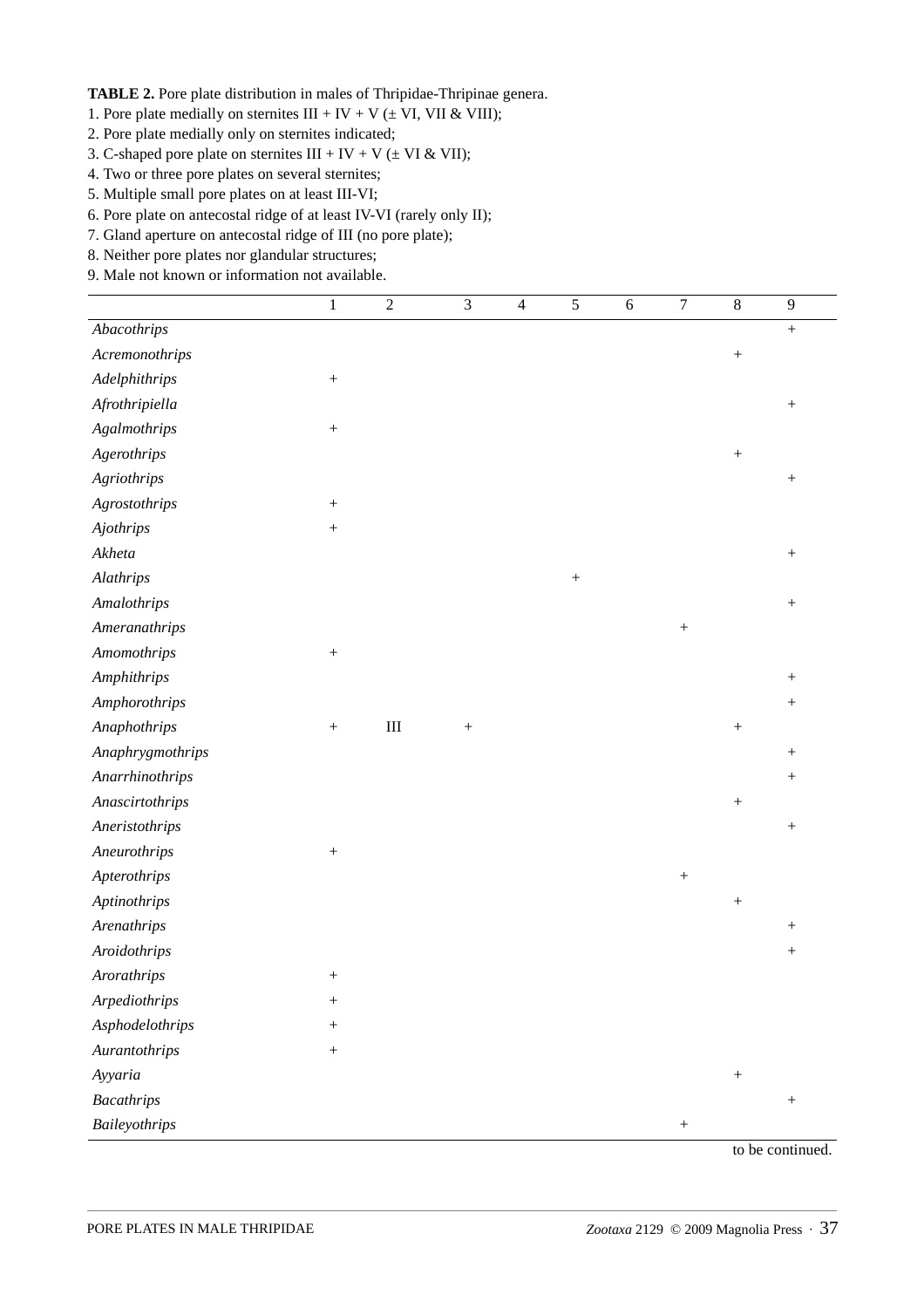**TABLE 2.** Pore plate distribution in males of Thripidae-Thripinae genera.

1. Pore plate medially on sternites III + IV + V (± VI, VII & VIII);
2. Pore plate medially only on sternites indicated;
3. C-shaped pore plate on sternites III + IV + V (± VI & VII);
4. Two or three pore plates on several sternites;
5. Multiple small pore plates on at least III-VI;
6. Pore plate on antecostal ridge of at least IV-VI (rarely only II);
7. Gland aperture on antecostal ridge of III (no pore plate);
8. Neither pore plates nor glandular structures;
9. Male not known or information not available.

| | 1 | 2 | 3 | 4 | 5 | 6 | 7 | 8 | 9 |
|---|---|---|---|---|---|---|---|---|---|
| *Abacothrips* | | | | | | | | | + |
| *Acremonothrips* | | | | | | | | + | |
| *Adelphithrips* | + | | | | | | | | |
| *Afrothripiella* | | | | | | | | | + |
| *Agalmothrips* | + | | | | | | | | |
| *Agerothrips* | | | | | | | | + | |
| *Agriothrips* | | | | | | | | | + |
| *Agrostothrips* | + | | | | | | | | |
| *Ajothrips* | + | | | | | | | | |
| *Akheta* | | | | | | | | | + |
| *Alathrips* | | | | | + | | | | |
| *Amalothrips* | | | | | | | | | + |
| *Ameranathrips* | | | | | | | + | | |
| *Amomothrips* | + | | | | | | | | |
| *Amphithrips* | | | | | | | | | + |
| *Amphorothrips* | | | | | | | | | + |
| *Anaphothrips* | + | III | + | | | | | + | |
| *Anaphrygmothrips* | | | | | | | | | + |
| *Anarrhinothrips* | | | | | | | | | + |
| *Anascirtothrips* | | | | | | | | + | |
| *Aneristothrips* | | | | | | | | | + |
| *Aneurothrips* | + | | | | | | | | |
| *Apterothrips* | | | | | | | + | | |
| *Aptinothrips* | | | | | | | | + | |
| *Arenathrips* | | | | | | | | | + |
| *Aroidothrips* | | | | | | | | | + |
| *Arorathrips* | + | | | | | | | | |
| *Arpediothrips* | + | | | | | | | | |
| *Asphodelothrips* | + | | | | | | | | |
| *Aurantothrips* | + | | | | | | | | |
| *Ayyaria* | | | | | | | | + | |
| *Bacathrips* | | | | | | | | | + |
| *Baileyothrips* | | | | | | | + | | |

to be continued.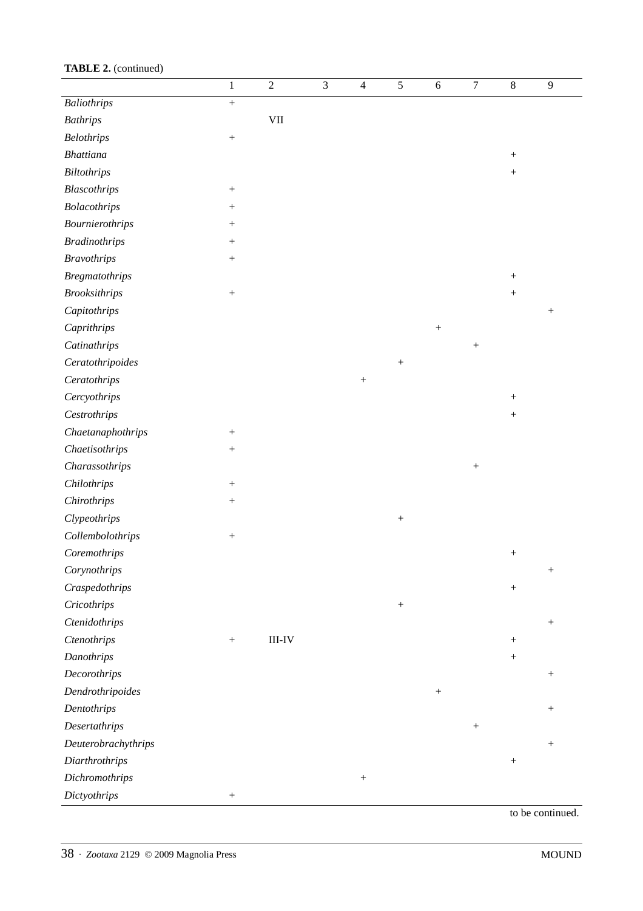**TABLE 2.** (continued)

| | 1 | 2 | 3 | 4 | 5 | 6 | 7 | 8 | 9 |
|---|---|---|---|---|---|---|---|---|---|
| *Baliothrips* | + | | | | | | | | |
| *Bathrips* | | VII | | | | | | | |
| *Belothrips* | + | | | | | | | | |
| *Bhattiana* | | | | | | | | + | |
| *Biltothrips* | | | | | | | | + | |
| *Blascothrips* | + | | | | | | | | |
| *Bolacothrips* | + | | | | | | | | |
| *Bournierothrips* | + | | | | | | | | |
| *Bradinothrips* | + | | | | | | | | |
| *Bravothrips* | + | | | | | | | | |
| *Bregmatothrips* | | | | | | | | + | |
| *Brooksithrips* | + | | | | | | | + | |
| *Capitothrips* | | | | | | | | | + |
| *Caprithrips* | | | | | | + | | | |
| *Catinathrips* | | | | | | | + | | |
| *Ceratothripoides* | | | | | + | | | | |
| *Ceratothrips* | | | | + | | | | | |
| *Cercyothrips* | | | | | | | | + | |
| *Cestrothrips* | | | | | | | | + | |
| *Chaetanaphothrips* | + | | | | | | | | |
| *Chaetisothrips* | + | | | | | | | | |
| *Charassothrips* | | | | | | | + | | |
| *Chilothrips* | + | | | | | | | | |
| *Chirothrips* | + | | | | | | | | |
| *Clypeothrips* | | | | | + | | | | |
| *Collembolothrips* | + | | | | | | | | |
| *Coremothrips* | | | | | | | | + | |
| *Corynothrips* | | | | | | | | | + |
| *Craspedothrips* | | | | | | | | + | |
| *Cricothrips* | | | | | + | | | | |
| *Ctenidothrips* | | | | | | | | | + |
| *Ctenothrips* | + | III-IV | | | | | | + | |
| *Danothrips* | | | | | | | | + | |
| *Decorothrips* | | | | | | | | | + |
| *Dendrothripoides* | | | | | | + | | | |
| *Dentothrips* | | | | | | | | | + |
| *Desertathrips* | | | | | | | + | | |
| *Deuterobrachythrips* | | | | | | | | | + |
| *Diarthrothrips* | | | | | | | | + | |
| *Dichromothrips* | | | | + | | | | | |
| *Dictyothrips* | + | | | | | | | | |

to be continued.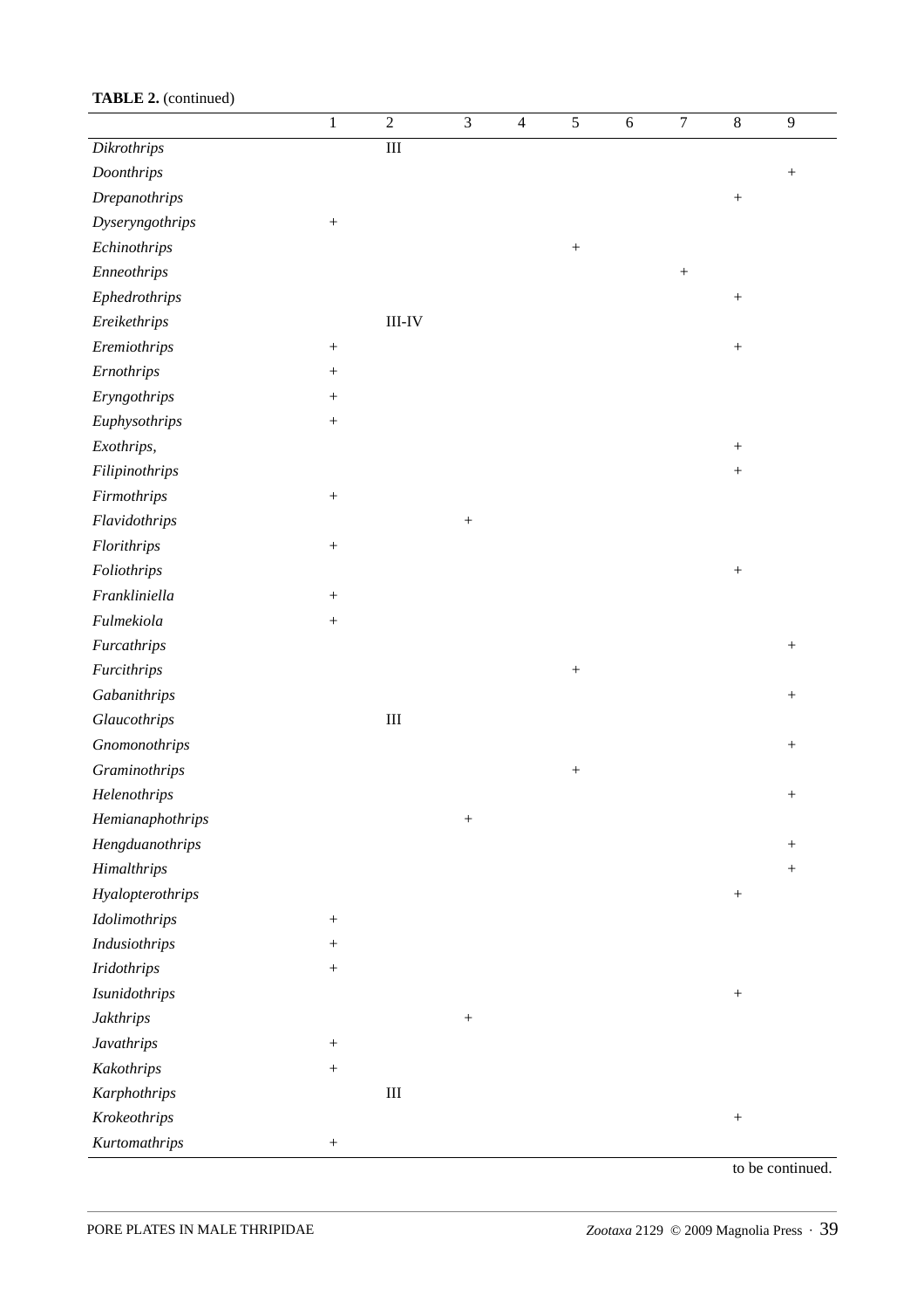**TABLE 2.** (continued)

| | 1 | 2 | 3 | 4 | 5 | 6 | 7 | 8 | 9 |
|---|---|---|---|---|---|---|---|---|---|
| *Dikrothrips* | | III | | | | | | | |
| *Doonthrips* | | | | | | | | | + |
| *Drepanothrips* | | | | | | | | + | |
| *Dyseryngothrips* | + | | | | | | | | |
| *Echinothrips* | | | | | + | | | | |
| *Enneothrips* | | | | | | | + | | |
| *Ephedrothrips* | | | | | | | | + | |
| *Ereikethrips* | | III-IV | | | | | | | |
| *Eremiothrips* | + | | | | | | | + | |
| *Ernothrips* | + | | | | | | | | |
| *Eryngothrips* | + | | | | | | | | |
| *Euphysothrips* | + | | | | | | | | |
| *Exothrips,* | | | | | | | | + | |
| *Filipinothrips* | | | | | | | | + | |
| *Firmothrips* | + | | | | | | | | |
| *Flavidothrips* | | | + | | | | | | |
| *Florithrips* | + | | | | | | | | |
| *Foliothrips* | | | | | | | | + | |
| *Frankliniella* | + | | | | | | | | |
| *Fulmekiola* | + | | | | | | | | |
| *Furcathrips* | | | | | | | | | + |
| *Furcithrips* | | | | | + | | | | |
| *Gabanithrips* | | | | | | | | | + |
| *Glaucothrips* | | III | | | | | | | |
| *Gnomonothrips* | | | | | | | | | + |
| *Graminothrips* | | | | | + | | | | |
| *Helenothrips* | | | | | | | | | + |
| *Hemianaphothrips* | | | + | | | | | | |
| *Hengduanothrips* | | | | | | | | | + |
| *Himalthrips* | | | | | | | | | + |
| *Hyalopterothrips* | | | | | | | | + | |
| *Idolimothrips* | + | | | | | | | | |
| *Indusiothrips* | + | | | | | | | | |
| *Iridothrips* | + | | | | | | | | |
| *Isunidothrips* | | | | | | | | + | |
| *Jakthrips* | | | + | | | | | | |
| *Javathrips* | + | | | | | | | | |
| *Kakothrips* | + | | | | | | | | |
| *Karphothrips* | | III | | | | | | | |
| *Krokeothrips* | | | | | | | | + | |
| *Kurtomathrips* | + | | | | | | | | |

to be continued.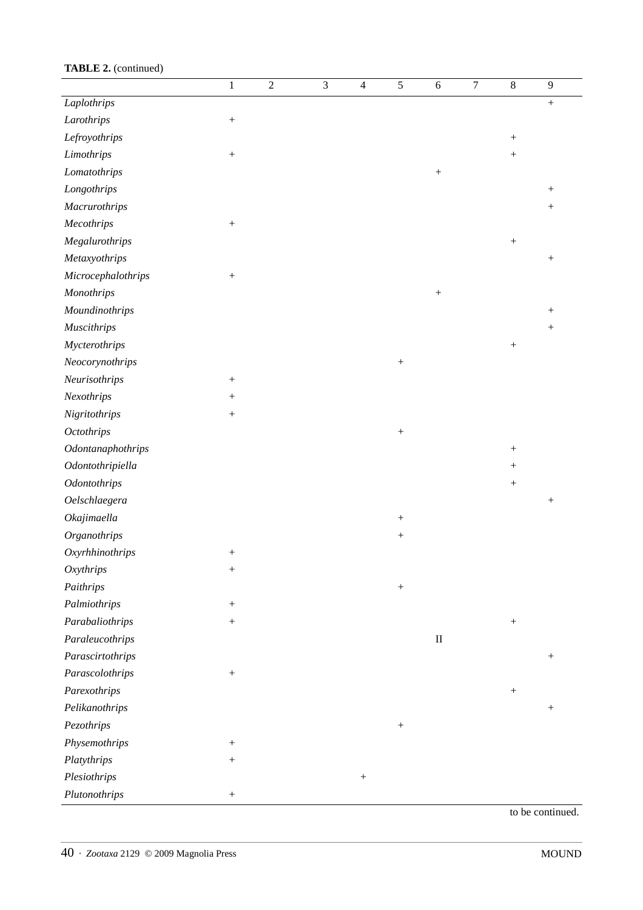**TABLE 2.** (continued)

| | 1 | 2 | 3 | 4 | 5 | 6 | 7 | 8 | 9 |
|---|---|---|---|---|---|---|---|---|---|
| *Laplothrips* | | | | | | | | | + |
| *Larothrips* | + | | | | | | | | |
| *Lefroyothrips* | | | | | | | | + | |
| *Limothrips* | + | | | | | | | + | |
| *Lomatothrips* | | | | | | + | | | |
| *Longothrips* | | | | | | | | | + |
| *Macrurothrips* | | | | | | | | | + |
| *Mecothrips* | + | | | | | | | | |
| *Megalurothrips* | | | | | | | | + | |
| *Metaxyothrips* | | | | | | | | | + |
| *Microcephalothrips* | + | | | | | | | | |
| *Monothrips* | | | | | | + | | | |
| *Moundinothrips* | | | | | | | | | + |
| *Muscithrips* | | | | | | | | | + |
| *Mycterothrips* | | | | | | | | + | |
| *Neocorynothrips* | | | | | + | | | | |
| *Neurisothrips* | + | | | | | | | | |
| *Nexothrips* | + | | | | | | | | |
| *Nigritothrips* | + | | | | | | | | |
| *Octothrips* | | | | | + | | | | |
| *Odontanaphothrips* | | | | | | | | + | |
| *Odontothripiella* | | | | | | | | + | |
| *Odontothrips* | | | | | | | | + | |
| *Oelschlaegera* | | | | | | | | | + |
| *Okajimaella* | | | | | + | | | | |
| *Organothrips* | | | | | + | | | | |
| *Oxyrhhinothrips* | + | | | | | | | | |
| *Oxythrips* | + | | | | | | | | |
| *Paithrips* | | | | | + | | | | |
| *Palmiothrips* | + | | | | | | | | |
| *Parabaliothrips* | + | | | | | | | + | |
| *Paraleucothrips* | | | | | | II | | | |
| *Parascirtothrips* | | | | | | | | | + |
| *Parascolothrips* | + | | | | | | | | |
| *Parexothrips* | | | | | | | | + | |
| *Pelikanothrips* | | | | | | | | | + |
| *Pezothrips* | | | | | + | | | | |
| *Physemothrips* | + | | | | | | | | |
| *Platythrips* | + | | | | | | | | |
| *Plesiothrips* | | | | + | | | | | |
| *Plutonothrips* | + | | | | | | | | |

to be continued.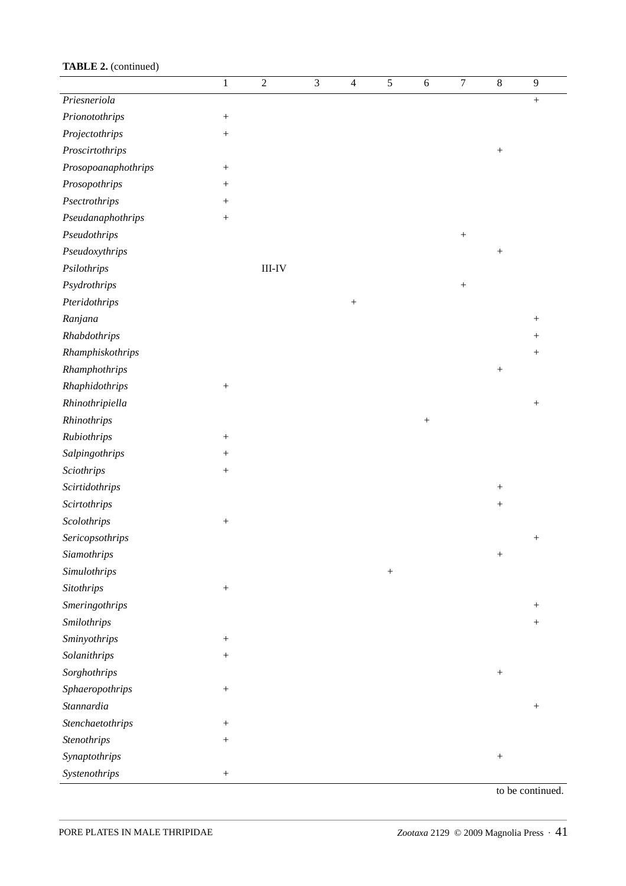**TABLE 2.** (continued)

| | 1 | 2 | 3 | 4 | 5 | 6 | 7 | 8 | 9 |
|---|---|---|---|---|---|---|---|---|---|
| *Priesneriola* | | | | | | | | | + |
| *Prionotothrips* | + | | | | | | | | |
| *Projectothrips* | + | | | | | | | | |
| *Proscirtothrips* | | | | | | | | + | |
| *Prosopoanaphothrips* | + | | | | | | | | |
| *Prosopothrips* | + | | | | | | | | |
| *Psectrothrips* | + | | | | | | | | |
| *Pseudanaphothrips* | + | | | | | | | | |
| *Pseudothrips* | | | | | | | + | | |
| *Pseudoxythrips* | | | | | | | | + | |
| *Psilothrips* | | III-IV | | | | | | | |
| *Psydrothrips* | | | | | | | + | | |
| *Pteridothrips* | | | | + | | | | | |
| *Ranjana* | | | | | | | | | + |
| *Rhabdothrips* | | | | | | | | | + |
| *Rhamphiskothrips* | | | | | | | | | + |
| *Rhamphothrips* | | | | | | | | + | |
| *Rhaphidothrips* | + | | | | | | | | |
| *Rhinothripiella* | | | | | | | | | + |
| *Rhinothrips* | | | | | | + | | | |
| *Rubiothrips* | + | | | | | | | | |
| *Salpingothrips* | + | | | | | | | | |
| *Sciothrips* | + | | | | | | | | |
| *Scirtidothrips* | | | | | | | | + | |
| *Scirtothrips* | | | | | | | | + | |
| *Scolothrips* | + | | | | | | | | |
| *Sericopsothrips* | | | | | | | | | + |
| *Siamothrips* | | | | | | | | + | |
| *Simulothrips* | | | | | + | | | | |
| *Sitothrips* | + | | | | | | | | |
| *Smeringothrips* | | | | | | | | | + |
| *Smilothrips* | | | | | | | | | + |
| *Sminyothrips* | + | | | | | | | | |
| *Solanithrips* | + | | | | | | | | |
| *Sorghothrips* | | | | | | | | + | |
| *Sphaeropothrips* | + | | | | | | | | |
| *Stannardia* | | | | | | | | | + |
| *Stenchaetothrips* | + | | | | | | | | |
| *Stenothrips* | + | | | | | | | | |
| *Synaptothrips* | | | | | | | | + | |
| *Systenothrips* | + | | | | | | | | |

to be continued.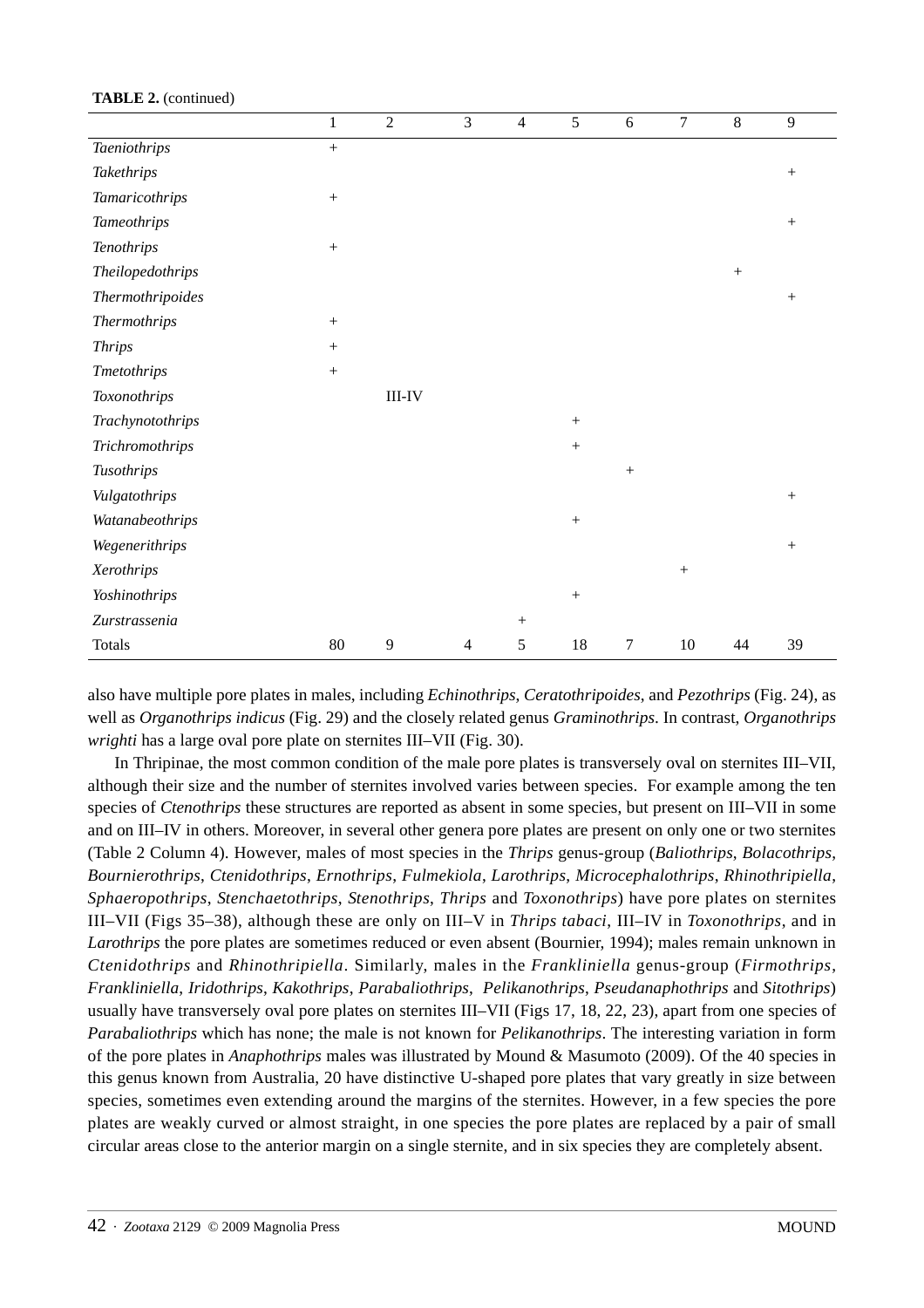**TABLE 2.** (continued)

| | 1 | 2 | 3 | 4 | 5 | 6 | 7 | 8 | 9 |
|---|---|---|---|---|---|---|---|---|---|
| *Taeniothrips* | + | | | | | | | | |
| *Takethrips* | | | | | | | | | + |
| *Tamaricothrips* | + | | | | | | | | |
| *Tameothrips* | | | | | | | | | + |
| *Tenothrips* | + | | | | | | | | |
| *Theilopedothrips* | | | | | | | | + | |
| *Thermothripoides* | | | | | | | | | + |
| *Thermothrips* | + | | | | | | | | |
| *Thrips* | + | | | | | | | | |
| *Tmetothrips* | + | | | | | | | | |
| *Toxonothrips* | | III-IV | | | | | | | |
| *Trachynotothrips* | | | | | + | | | | |
| *Trichromothrips* | | | | | + | | | | |
| *Tusothrips* | | | | | | + | | | |
| *Vulgatothrips* | | | | | | | | | + |
| *Watanabeothrips* | | | | | + | | | | |
| *Wegenerithrips* | | | | | | | | | + |
| *Xerothrips* | | | | | | | + | | |
| *Yoshinothrips* | | | | | + | | | | |
| *Zurstrassenia* | | | | + | | | | | |
| Totals | 80 | 9 | 4 | 5 | 18 | 7 | 10 | 44 | 39 |

also have multiple pore plates in males, including *Echinothrips*, *Ceratothripoides*, and *Pezothrips* (Fig. 24), as well as *Organothrips indicus* (Fig. 29) and the closely related genus *Graminothrips*. In contrast, *Organothrips wrighti* has a large oval pore plate on sternites III–VII (Fig. 30).

In Thripinae, the most common condition of the male pore plates is transversely oval on sternites III–VII, although their size and the number of sternites involved varies between species. For example among the ten species of *Ctenothrips* these structures are reported as absent in some species, but present on III–VII in some and on III–IV in others. Moreover, in several other genera pore plates are present on only one or two sternites (Table 2 Column 4). However, males of most species in the *Thrips* genus-group (*Baliothrips*, *Bolacothrips*, *Bournierothrips*, *Ctenidothrips*, *Ernothrips*, *Fulmekiola*, *Larothrips*, *Microcephalothrips*, *Rhinothripiella*, *Sphaeropothrips*, *Stenchaetothrips*, *Stenothrips*, *Thrips* and *Toxonothrips*) have pore plates on sternites III–VII (Figs 35–38), although these are only on III–V in *Thrips tabaci*, III–IV in *Toxonothrips*, and in *Larothrips* the pore plates are sometimes reduced or even absent (Bournier, 1994); males remain unknown in *Ctenidothrips* and *Rhinothripiella*. Similarly, males in the *Frankliniella* genus-group (*Firmothrips*, *Frankliniella*, *Iridothrips*, *Kakothrips*, *Parabaliothrips*, *Pelikanothrips*, *Pseudanaphothrips* and *Sitothrips*) usually have transversely oval pore plates on sternites III–VII (Figs 17, 18, 22, 23), apart from one species of *Parabaliothrips* which has none; the male is not known for *Pelikanothrips*. The interesting variation in form of the pore plates in *Anaphothrips* males was illustrated by Mound & Masumoto (2009). Of the 40 species in this genus known from Australia, 20 have distinctive U-shaped pore plates that vary greatly in size between species, sometimes even extending around the margins of the sternites. However, in a few species the pore plates are weakly curved or almost straight, in one species the pore plates are replaced by a pair of small circular areas close to the anterior margin on a single sternite, and in six species they are completely absent.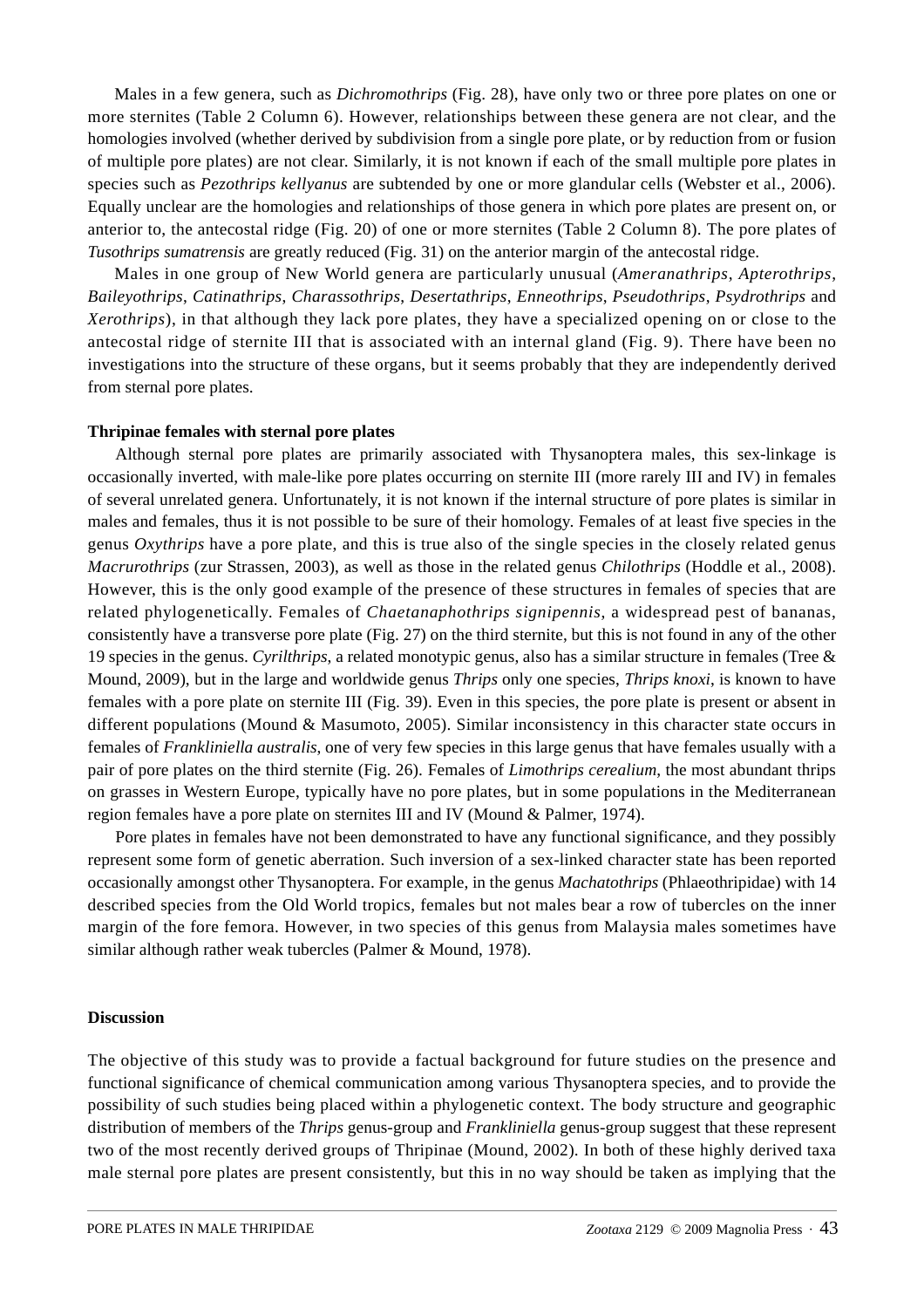Males in a few genera, such as *Dichromothrips* (Fig. 28), have only two or three pore plates on one or more sternites (Table 2 Column 6). However, relationships between these genera are not clear, and the homologies involved (whether derived by subdivision from a single pore plate, or by reduction from or fusion of multiple pore plates) are not clear. Similarly, it is not known if each of the small multiple pore plates in species such as *Pezothrips kellyanus* are subtended by one or more glandular cells (Webster et al., 2006). Equally unclear are the homologies and relationships of those genera in which pore plates are present on, or anterior to, the antecostal ridge (Fig. 20) of one or more sternites (Table 2 Column 8). The pore plates of *Tusothrips sumatrensis* are greatly reduced (Fig. 31) on the anterior margin of the antecostal ridge.

Males in one group of New World genera are particularly unusual (*Ameranathrips*, *Apterothrips*, *Baileyothrips*, *Catinathrips*, *Charassothrips*, *Desertathrips*, *Enneothrips*, *Pseudothrips*, *Psydrothrips* and *Xerothrips*), in that although they lack pore plates, they have a specialized opening on or close to the antecostal ridge of sternite III that is associated with an internal gland (Fig. 9). There have been no investigations into the structure of these organs, but it seems probably that they are independently derived from sternal pore plates.

**Thripinae females with sternal pore plates**

Although sternal pore plates are primarily associated with Thysanoptera males, this sex-linkage is occasionally inverted, with male-like pore plates occurring on sternite III (more rarely III and IV) in females of several unrelated genera. Unfortunately, it is not known if the internal structure of pore plates is similar in males and females, thus it is not possible to be sure of their homology. Females of at least five species in the genus *Oxythrips* have a pore plate, and this is true also of the single species in the closely related genus *Macrurothrips* (zur Strassen, 2003), as well as those in the related genus *Chilothrips* (Hoddle et al., 2008). However, this is the only good example of the presence of these structures in females of species that are related phylogenetically. Females of *Chaetanaphothrips signipennis*, a widespread pest of bananas, consistently have a transverse pore plate (Fig. 27) on the third sternite, but this is not found in any of the other 19 species in the genus. *Cyrilthrips*, a related monotypic genus, also has a similar structure in females (Tree & Mound, 2009), but in the large and worldwide genus *Thrips* only one species, *Thrips knoxi*, is known to have females with a pore plate on sternite III (Fig. 39). Even in this species, the pore plate is present or absent in different populations (Mound & Masumoto, 2005). Similar inconsistency in this character state occurs in females of *Frankliniella australis*, one of very few species in this large genus that have females usually with a pair of pore plates on the third sternite (Fig. 26). Females of *Limothrips cerealium*, the most abundant thrips on grasses in Western Europe, typically have no pore plates, but in some populations in the Mediterranean region females have a pore plate on sternites III and IV (Mound & Palmer, 1974).

Pore plates in females have not been demonstrated to have any functional significance, and they possibly represent some form of genetic aberration. Such inversion of a sex-linked character state has been reported occasionally amongst other Thysanoptera. For example, in the genus *Machatothrips* (Phlaeothripidae) with 14 described species from the Old World tropics, females but not males bear a row of tubercles on the inner margin of the fore femora. However, in two species of this genus from Malaysia males sometimes have similar although rather weak tubercles (Palmer & Mound, 1978).

**Discussion**

The objective of this study was to provide a factual background for future studies on the presence and functional significance of chemical communication among various Thysanoptera species, and to provide the possibility of such studies being placed within a phylogenetic context. The body structure and geographic distribution of members of the *Thrips* genus-group and *Frankliniella* genus-group suggest that these represent two of the most recently derived groups of Thripinae (Mound, 2002). In both of these highly derived taxa male sternal pore plates are present consistently, but this in no way should be taken as implying that the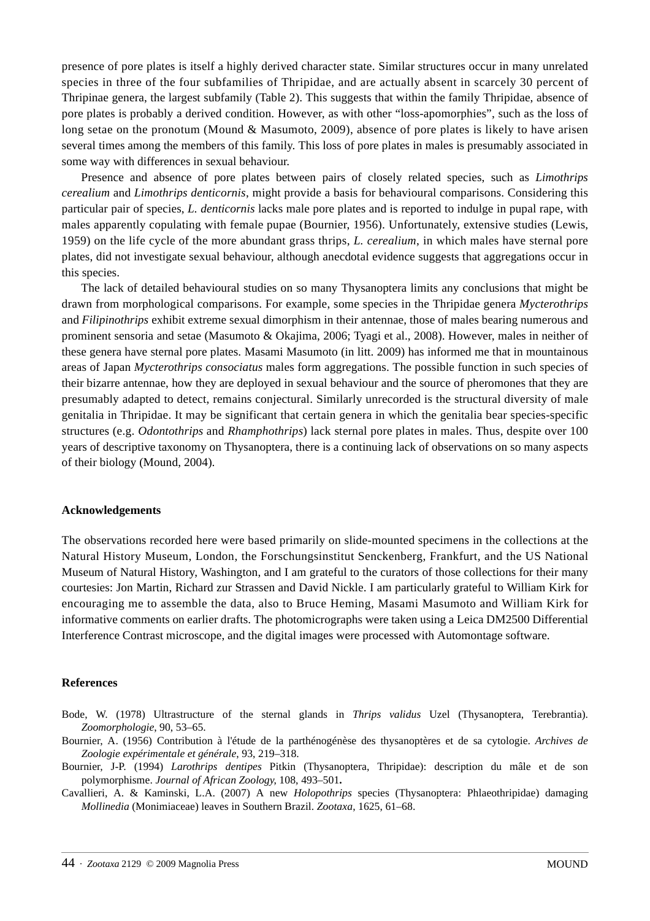presence of pore plates is itself a highly derived character state. Similar structures occur in many unrelated species in three of the four subfamilies of Thripidae, and are actually absent in scarcely 30 percent of Thripinae genera, the largest subfamily (Table 2). This suggests that within the family Thripidae, absence of pore plates is probably a derived condition. However, as with other "loss-apomorphies", such as the loss of long setae on the pronotum (Mound & Masumoto, 2009), absence of pore plates is likely to have arisen several times among the members of this family. This loss of pore plates in males is presumably associated in some way with differences in sexual behaviour.

Presence and absence of pore plates between pairs of closely related species, such as *Limothrips cerealium* and *Limothrips denticornis*, might provide a basis for behavioural comparisons. Considering this particular pair of species, *L. denticornis* lacks male pore plates and is reported to indulge in pupal rape, with males apparently copulating with female pupae (Bournier, 1956). Unfortunately, extensive studies (Lewis, 1959) on the life cycle of the more abundant grass thrips, *L. cerealium*, in which males have sternal pore plates, did not investigate sexual behaviour, although anecdotal evidence suggests that aggregations occur in this species.

The lack of detailed behavioural studies on so many Thysanoptera limits any conclusions that might be drawn from morphological comparisons. For example, some species in the Thripidae genera *Mycterothrips* and *Filipinothrips* exhibit extreme sexual dimorphism in their antennae, those of males bearing numerous and prominent sensoria and setae (Masumoto & Okajima, 2006; Tyagi et al., 2008). However, males in neither of these genera have sternal pore plates. Masami Masumoto (in litt. 2009) has informed me that in mountainous areas of Japan *Mycterothrips consociatus* males form aggregations. The possible function in such species of their bizarre antennae, how they are deployed in sexual behaviour and the source of pheromones that they are presumably adapted to detect, remains conjectural. Similarly unrecorded is the structural diversity of male genitalia in Thripidae. It may be significant that certain genera in which the genitalia bear species-specific structures (e.g. *Odontothrips* and *Rhamphothrips*) lack sternal pore plates in males. Thus, despite over 100 years of descriptive taxonomy on Thysanoptera, there is a continuing lack of observations on so many aspects of their biology (Mound, 2004).

## Acknowledgements

The observations recorded here were based primarily on slide-mounted specimens in the collections at the Natural History Museum, London, the Forschungsinstitut Senckenberg, Frankfurt, and the US National Museum of Natural History, Washington, and I am grateful to the curators of those collections for their many courtesies: Jon Martin, Richard zur Strassen and David Nickle. I am particularly grateful to William Kirk for encouraging me to assemble the data, also to Bruce Heming, Masami Masumoto and William Kirk for informative comments on earlier drafts. The photomicrographs were taken using a Leica DM2500 Differential Interference Contrast microscope, and the digital images were processed with Automontage software.

## References

Bode, W. (1978) Ultrastructure of the sternal glands in *Thrips validus* Uzel (Thysanoptera, Terebrantia). *Zoomorphologie*, 90, 53–65.

Bournier, A. (1956) Contribution à l'étude de la parthénogénèse des thysanoptères et de sa cytologie. *Archives de Zoologie expérimentale et générale*, 93, 219–318.

Bournier, J-P. (1994) *Larothrips dentipes* Pitkin (Thysanoptera, Thripidae): description du mâle et de son polymorphisme. *Journal of African Zoology,* 108, 493–501**.**

Cavallieri, A. & Kaminski, L.A. (2007) A new *Holopothrips* species (Thysanoptera: Phlaeothripidae) damaging *Mollinedia* (Monimiaceae) leaves in Southern Brazil. *Zootaxa*, 1625, 61–68.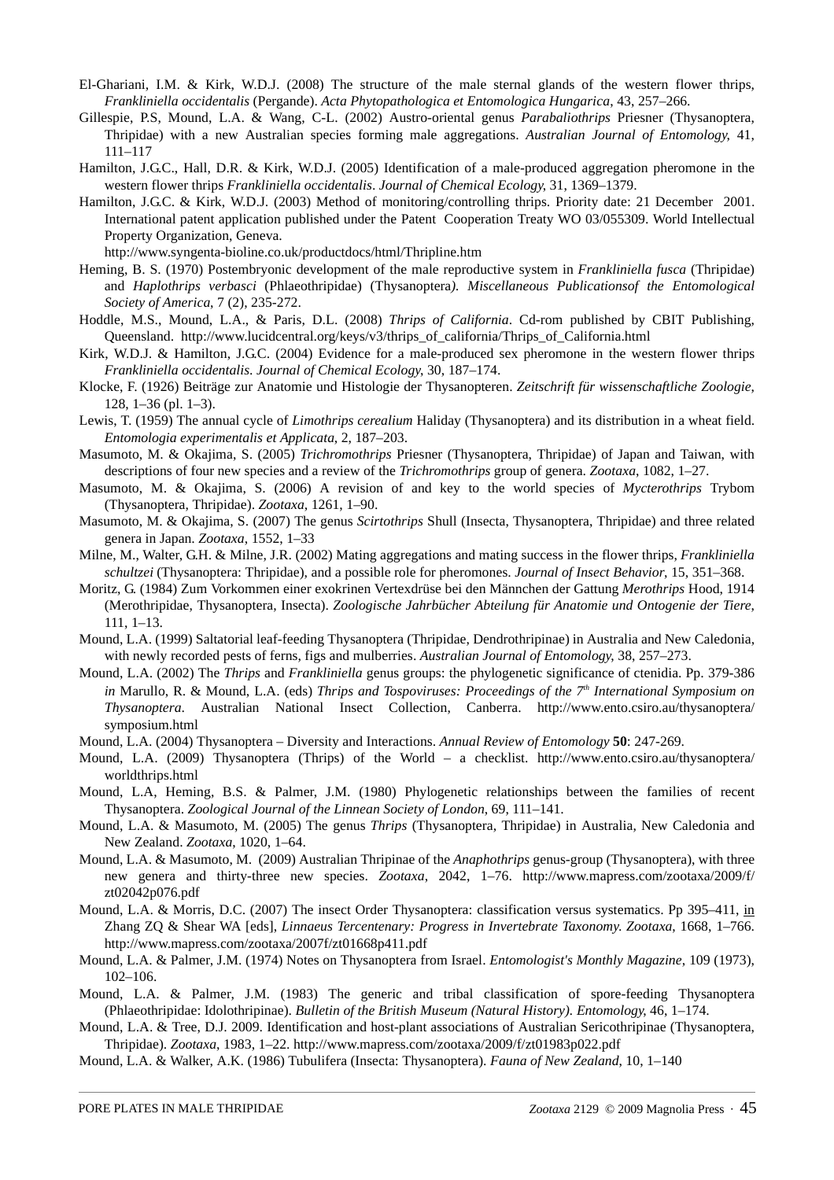El-Ghariani, I.M. & Kirk, W.D.J. (2008) The structure of the male sternal glands of the western flower thrips, *Frankliniella occidentalis* (Pergande). *Acta Phytopathologica et Entomologica Hungarica*, 43, 257–266.

Gillespie, P.S, Mound, L.A. & Wang, C-L. (2002) Austro-oriental genus *Parabaliothrips* Priesner (Thysanoptera, Thripidae) with a new Australian species forming male aggregations. *Australian Journal of Entomology*, 41, 111–117

Hamilton, J.G.C., Hall, D.R. & Kirk, W.D.J. (2005) Identification of a male-produced aggregation pheromone in the western flower thrips *Frankliniella occidentalis*. *Journal of Chemical Ecology*, 31, 1369–1379.

Hamilton, J.G.C. & Kirk, W.D.J. (2003) Method of monitoring/controlling thrips. Priority date: 21 December 2001. International patent application published under the Patent Cooperation Treaty WO 03/055309. World Intellectual Property Organization, Geneva.
http://www.syngenta-bioline.co.uk/productdocs/html/Thripline.htm

Heming, B. S. (1970) Postembryonic development of the male reproductive system in *Frankliniella fusca* (Thripidae) and *Haplothrips verbasci* (Phlaeothripidae) (Thysanoptera*). Miscellaneous Publicationsof the Entomological Society of America*, 7 (2), 235-272.

Hoddle, M.S., Mound, L.A., & Paris, D.L. (2008) *Thrips of California*. Cd-rom published by CBIT Publishing, Queensland. http://www.lucidcentral.org/keys/v3/thrips_of_california/Thrips_of_California.html

Kirk, W.D.J. & Hamilton, J.G.C. (2004) Evidence for a male-produced sex pheromone in the western flower thrips *Frankliniella occidentalis*. *Journal of Chemical Ecology*, 30, 187–174.

Klocke, F. (1926) Beiträge zur Anatomie und Histologie der Thysanopteren. *Zeitschrift für wissenschaftliche Zoologie*, 128, 1–36 (pl. 1–3).

Lewis, T. (1959) The annual cycle of *Limothrips cerealium* Haliday (Thysanoptera) and its distribution in a wheat field. *Entomologia experimentalis et Applicata*, 2, 187–203.

Masumoto, M. & Okajima, S. (2005) *Trichromothrips* Priesner (Thysanoptera, Thripidae) of Japan and Taiwan, with descriptions of four new species and a review of the *Trichromothrips* group of genera. *Zootaxa*, 1082, 1–27.

Masumoto, M. & Okajima, S. (2006) A revision of and key to the world species of *Mycterothrips* Trybom (Thysanoptera, Thripidae). *Zootaxa*, 1261, 1–90.

Masumoto, M. & Okajima, S. (2007) The genus *Scirtothrips* Shull (Insecta, Thysanoptera, Thripidae) and three related genera in Japan. *Zootaxa*, 1552, 1–33

Milne, M., Walter, G.H. & Milne, J.R. (2002) Mating aggregations and mating success in the flower thrips, *Frankliniella schultzei* (Thysanoptera: Thripidae), and a possible role for pheromones. *Journal of Insect Behavior*, 15, 351–368.

Moritz, G. (1984) Zum Vorkommen einer exokrinen Vertexdrüse bei den Männchen der Gattung *Merothrips* Hood, 1914 (Merothripidae, Thysanoptera, Insecta). *Zoologische Jahrbücher Abteilung für Anatomie und Ontogenie der Tiere*, 111, 1–13.

Mound, L.A. (1999) Saltatorial leaf-feeding Thysanoptera (Thripidae, Dendrothripinae) in Australia and New Caledonia, with newly recorded pests of ferns, figs and mulberries. *Australian Journal of Entomology*, 38, 257–273.

Mound, L.A. (2002) The *Thrips* and *Frankliniella* genus groups: the phylogenetic significance of ctenidia. Pp. 379-386 *in* Marullo, R. & Mound, L.A. (eds) *Thrips and Tospoviruses: Proceedings of the 7th International Symposium on Thysanoptera*. Australian National Insect Collection, Canberra. http://www.ento.csiro.au/thysanoptera/symposium.html

Mound, L.A. (2004) Thysanoptera – Diversity and Interactions. *Annual Review of Entomology* **50**: 247-269.

Mound, L.A. (2009) Thysanoptera (Thrips) of the World – a checklist. http://www.ento.csiro.au/thysanoptera/worldthrips.html

Mound, L.A, Heming, B.S. & Palmer, J.M. (1980) Phylogenetic relationships between the families of recent Thysanoptera. *Zoological Journal of the Linnean Society of London*, 69, 111–141.

Mound, L.A. & Masumoto, M. (2005) The genus *Thrips* (Thysanoptera, Thripidae) in Australia, New Caledonia and New Zealand. *Zootaxa*, 1020, 1–64.

Mound, L.A. & Masumoto, M. (2009) Australian Thripinae of the *Anaphothrips* genus-group (Thysanoptera), with three new genera and thirty-three new species. *Zootaxa*, 2042, 1–76. http://www.mapress.com/zootaxa/2009/f/zt02042p076.pdf

Mound, L.A. & Morris, D.C. (2007) The insect Order Thysanoptera: classification versus systematics. Pp 395–411, in Zhang ZQ & Shear WA [eds], *Linnaeus Tercentenary: Progress in Invertebrate Taxonomy. Zootaxa*, 1668, 1–766. http://www.mapress.com/zootaxa/2007f/zt01668p411.pdf

Mound, L.A. & Palmer, J.M. (1974) Notes on Thysanoptera from Israel. *Entomologist's Monthly Magazine*, 109 (1973), 102–106.

Mound, L.A. & Palmer, J.M. (1983) The generic and tribal classification of spore-feeding Thysanoptera (Phlaeothripidae: Idolothripinae). *Bulletin of the British Museum (Natural History). Entomology*, 46, 1–174.

Mound, L.A. & Tree, D.J. 2009. Identification and host-plant associations of Australian Sericothripinae (Thysanoptera, Thripidae). *Zootaxa*, 1983, 1–22. http://www.mapress.com/zootaxa/2009/f/zt01983p022.pdf

Mound, L.A. & Walker, A.K. (1986) Tubulifera (Insecta: Thysanoptera). *Fauna of New Zealand*, 10, 1–140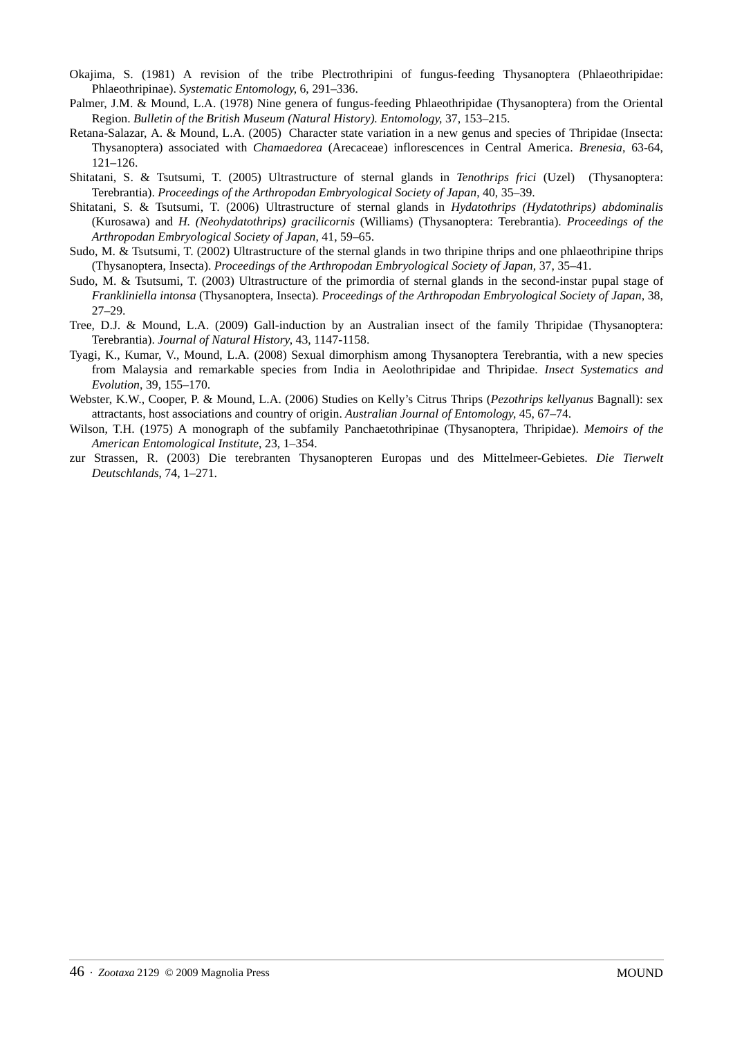Okajima, S. (1981) A revision of the tribe Plectrothripini of fungus-feeding Thysanoptera (Phlaeothripidae: Phlaeothripinae). *Systematic Entomology*, 6, 291–336.

Palmer, J.M. & Mound, L.A. (1978) Nine genera of fungus-feeding Phlaeothripidae (Thysanoptera) from the Oriental Region. *Bulletin of the British Museum (Natural History). Entomology*, 37, 153–215.

Retana-Salazar, A. & Mound, L.A. (2005) Character state variation in a new genus and species of Thripidae (Insecta: Thysanoptera) associated with *Chamaedorea* (Arecaceae) inflorescences in Central America. *Brenesia*, 63-64, 121–126.

Shitatani, S. & Tsutsumi, T. (2005) Ultrastructure of sternal glands in *Tenothrips frici* (Uzel) (Thysanoptera: Terebrantia). *Proceedings of the Arthropodan Embryological Society of Japan*, 40, 35–39.

Shitatani, S. & Tsutsumi, T. (2006) Ultrastructure of sternal glands in *Hydatothrips (Hydatothrips) abdominalis* (Kurosawa) and *H. (Neohydatothrips) gracilicornis* (Williams) (Thysanoptera: Terebrantia). *Proceedings of the Arthropodan Embryological Society of Japan*, 41, 59–65.

Sudo, M. & Tsutsumi, T. (2002) Ultrastructure of the sternal glands in two thripine thrips and one phlaeothripine thrips (Thysanoptera, Insecta). *Proceedings of the Arthropodan Embryological Society of Japan*, 37, 35–41.

Sudo, M. & Tsutsumi, T. (2003) Ultrastructure of the primordia of sternal glands in the second-instar pupal stage of *Frankliniella intonsa* (Thysanoptera, Insecta). *Proceedings of the Arthropodan Embryological Society of Japan*, 38, 27–29.

Tree, D.J. & Mound, L.A. (2009) Gall-induction by an Australian insect of the family Thripidae (Thysanoptera: Terebrantia). *Journal of Natural History*, 43, 1147-1158.

Tyagi, K., Kumar, V., Mound, L.A. (2008) Sexual dimorphism among Thysanoptera Terebrantia, with a new species from Malaysia and remarkable species from India in Aeolothripidae and Thripidae. *Insect Systematics and Evolution*, 39, 155–170.

Webster, K.W., Cooper, P. & Mound, L.A. (2006) Studies on Kelly's Citrus Thrips (*Pezothrips kellyanus* Bagnall): sex attractants, host associations and country of origin. *Australian Journal of Entomology*, 45, 67–74.

Wilson, T.H. (1975) A monograph of the subfamily Panchaetothripinae (Thysanoptera, Thripidae). *Memoirs of the American Entomological Institute*, 23, 1–354.

zur Strassen, R. (2003) Die terebranten Thysanopteren Europas und des Mittelmeer-Gebietes. *Die Tierwelt Deutschlands*, 74, 1–271.